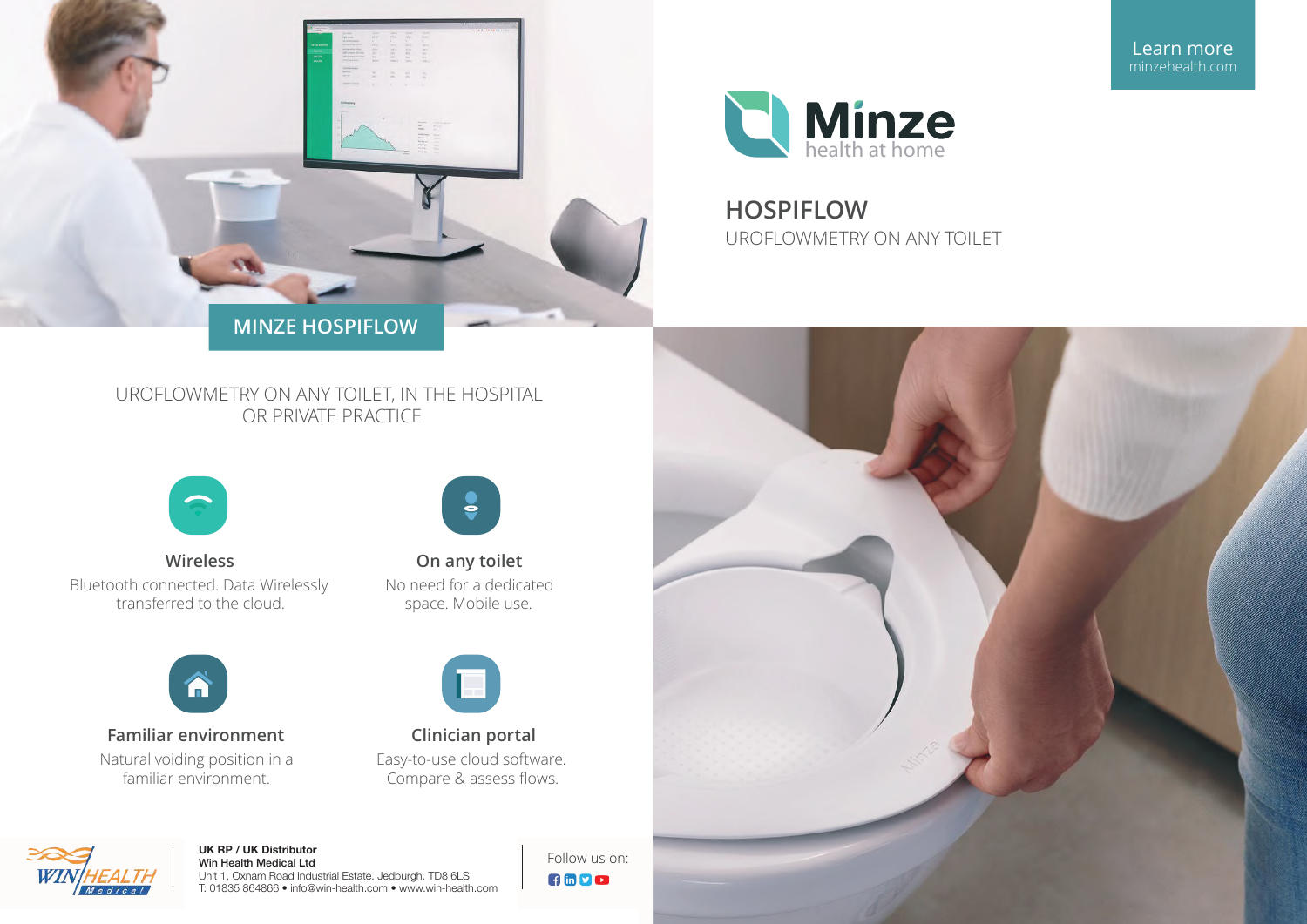Learn more
minzehealth.com

Minze
health at home

# HOSPIFLOW

UROFLOWMETRY ON ANY TOILET

## MINZE HOSPIFLOW

UROFLOWMETRY ON ANY TOILET, IN THE HOSPITAL OR PRIVATE PRACTICE

### Wireless

Bluetooth connected. Data Wirelessly transferred to the cloud.

### On any toilet

No need for a dedicated space. Mobile use.

### Familiar environment

Natural voiding position in a familiar environment.

### Clinician portal

Easy-to-use cloud software. Compare & assess flows.

**UK RP / UK Distributor**
**Win Health Medical Ltd**
Unit 1, Oxnam Road Industrial Estate. Jedburgh. TD8 6LS
T: 01835 864866 • info@win-health.com • www.win-health.com

Follow us on: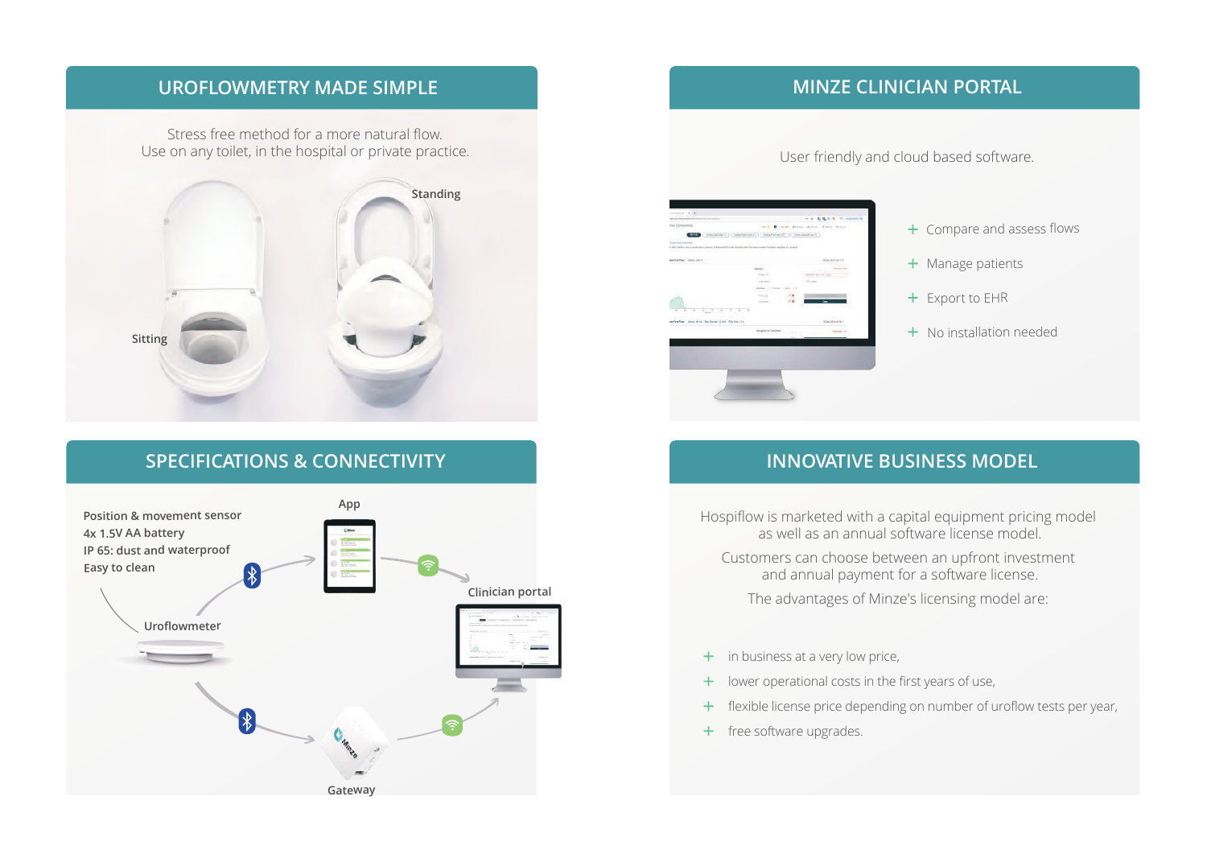## UROFLOWMETRY MADE SIMPLE

Stress free method for a more natural flow.
Use on any toilet, in the hospital or private practice.

Sitting

Standing

## MINZE CLINICIAN PORTAL

User friendly and cloud based software.

- Compare and assess flows
- Manage patients
- Export to EHR
- No installation needed

## SPECIFICATIONS & CONNECTIVITY

**Position & movement sensor**
**4x 1.5V AA battery**
**IP 65: dust and waterproof**
**Easy to clean**

Uroflowmeter

App

Clinician portal

Gateway

## INNOVATIVE BUSINESS MODEL

Hospiflow is marketed with a capital equipment pricing model as well as an annual software license model.

Customers can choose between an upfront investment and annual payment for a software license.

The advantages of Minze's licensing model are:

- in business at a very low price,
- lower operational costs in the first years of use,
- flexible license price depending on number of uroflow tests per year,
- free software upgrades.